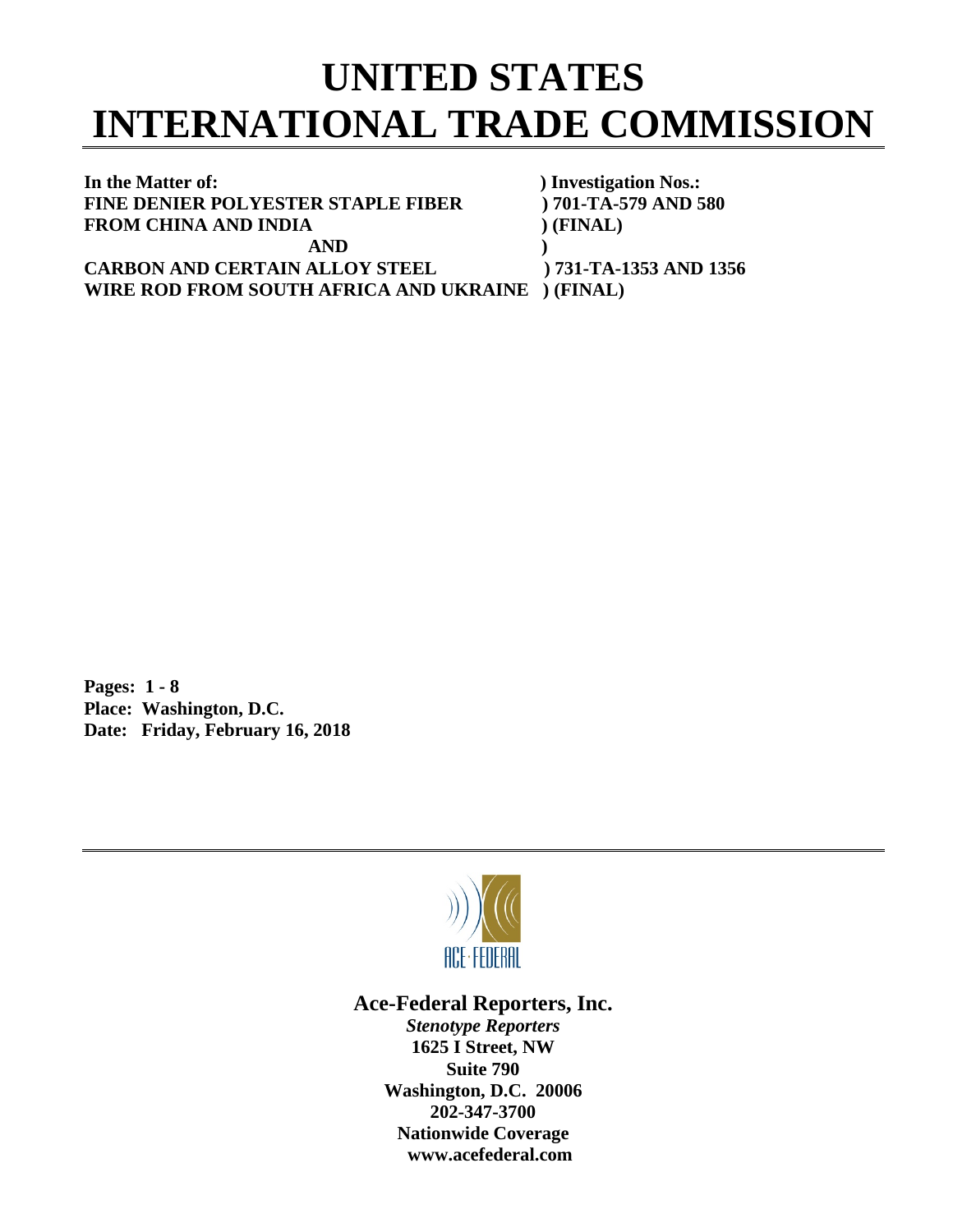# UNITED STATES
# INTERNATIONAL TRADE COMMISSION

**In the Matter of:** ) **Investigation Nos.:**
**FINE DENIER POLYESTER STAPLE FIBER** ) **701-TA-579 AND 580**
**FROM CHINA AND INDIA** ) **(FINAL)**
**AND** )
**CARBON AND CERTAIN ALLOY STEEL** ) **731-TA-1353 AND 1356**
**WIRE ROD FROM SOUTH AFRICA AND UKRAINE** ) **(FINAL)**

**Pages: 1 - 8**
**Place: Washington, D.C.**
**Date: Friday, February 16, 2018**

ACE·FEDERAL

**Ace-Federal Reporters, Inc.**
***Stenotype Reporters***
**1625 I Street, NW**
**Suite 790**
**Washington, D.C. 20006**
**202-347-3700**
**Nationwide Coverage**
**www.acefederal.com**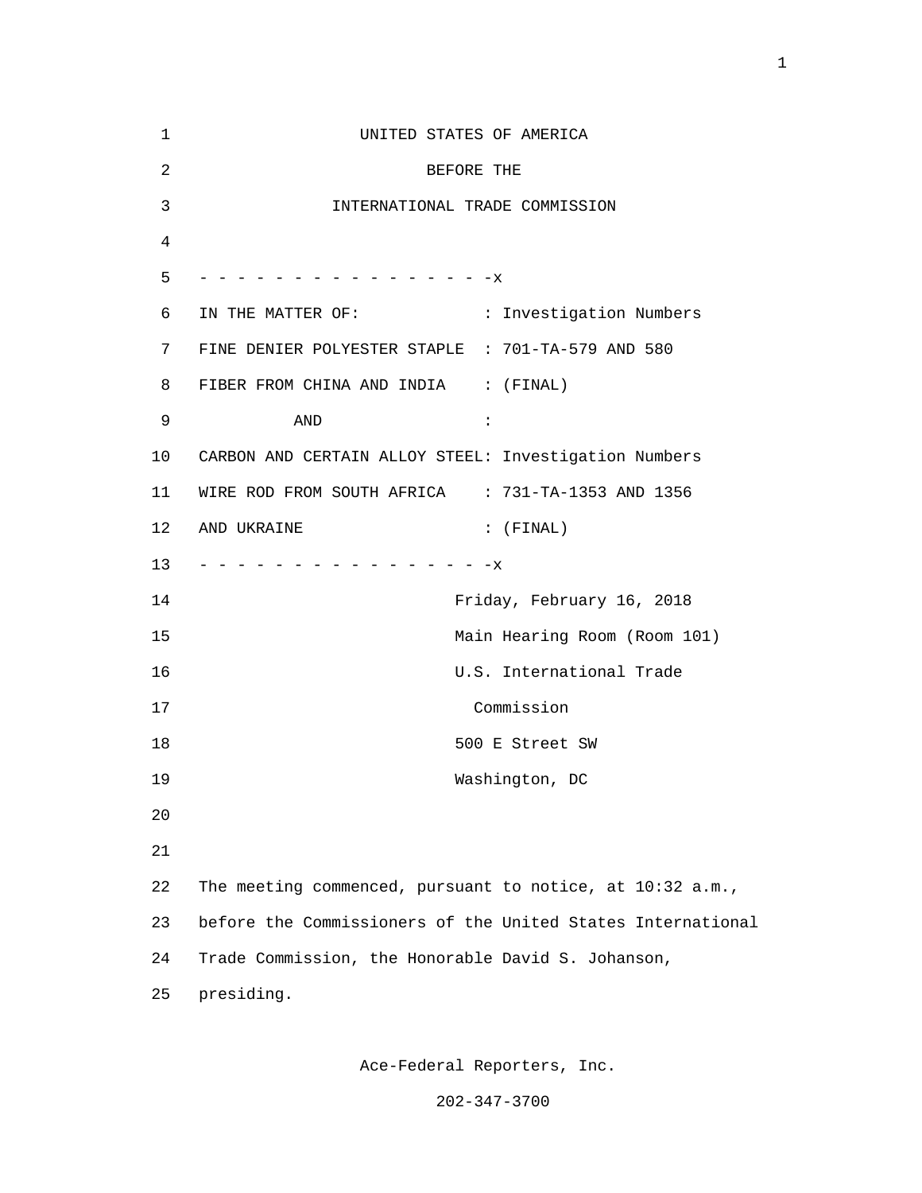UNITED STATES OF AMERICA

BEFORE THE

INTERNATIONAL TRADE COMMISSION

- - - - - - - - - - - - - - - - -x

| | |
|---|---|
| IN THE MATTER OF: | : Investigation Numbers |
| FINE DENIER POLYESTER STAPLE | : 701-TA-579 AND 580 |
| FIBER FROM CHINA AND INDIA | : (FINAL) |
| AND | : |
| CARBON AND CERTAIN ALLOY STEEL | : Investigation Numbers |
| WIRE ROD FROM SOUTH AFRICA | : 731-TA-1353 AND 1356 |
| AND UKRAINE | : (FINAL) |

- - - - - - - - - - - - - - - - -x

Friday, February 16, 2018

Main Hearing Room (Room 101)

U.S. International Trade Commission

500 E Street SW

Washington, DC

The meeting commenced, pursuant to notice, at 10:32 a.m., before the Commissioners of the United States International Trade Commission, the Honorable David S. Johanson, presiding.

Ace-Federal Reporters, Inc.

202-347-3700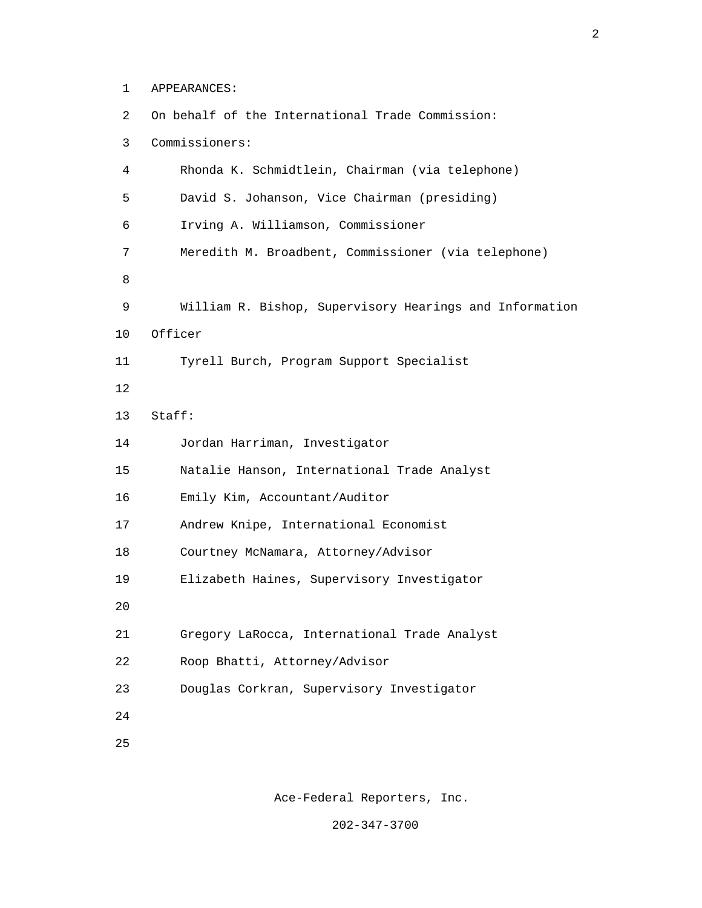APPEARANCES:

On behalf of the International Trade Commission:

Commissioners:

Rhonda K. Schmidtlein, Chairman (via telephone)
David S. Johanson, Vice Chairman (presiding)
Irving A. Williamson, Commissioner
Meredith M. Broadbent, Commissioner (via telephone)

William R. Bishop, Supervisory Hearings and Information Officer
Tyrell Burch, Program Support Specialist

Staff:

Jordan Harriman, Investigator
Natalie Hanson, International Trade Analyst
Emily Kim, Accountant/Auditor
Andrew Knipe, International Economist
Courtney McNamara, Attorney/Advisor
Elizabeth Haines, Supervisory Investigator

Gregory LaRocca, International Trade Analyst
Roop Bhatti, Attorney/Advisor
Douglas Corkran, Supervisory Investigator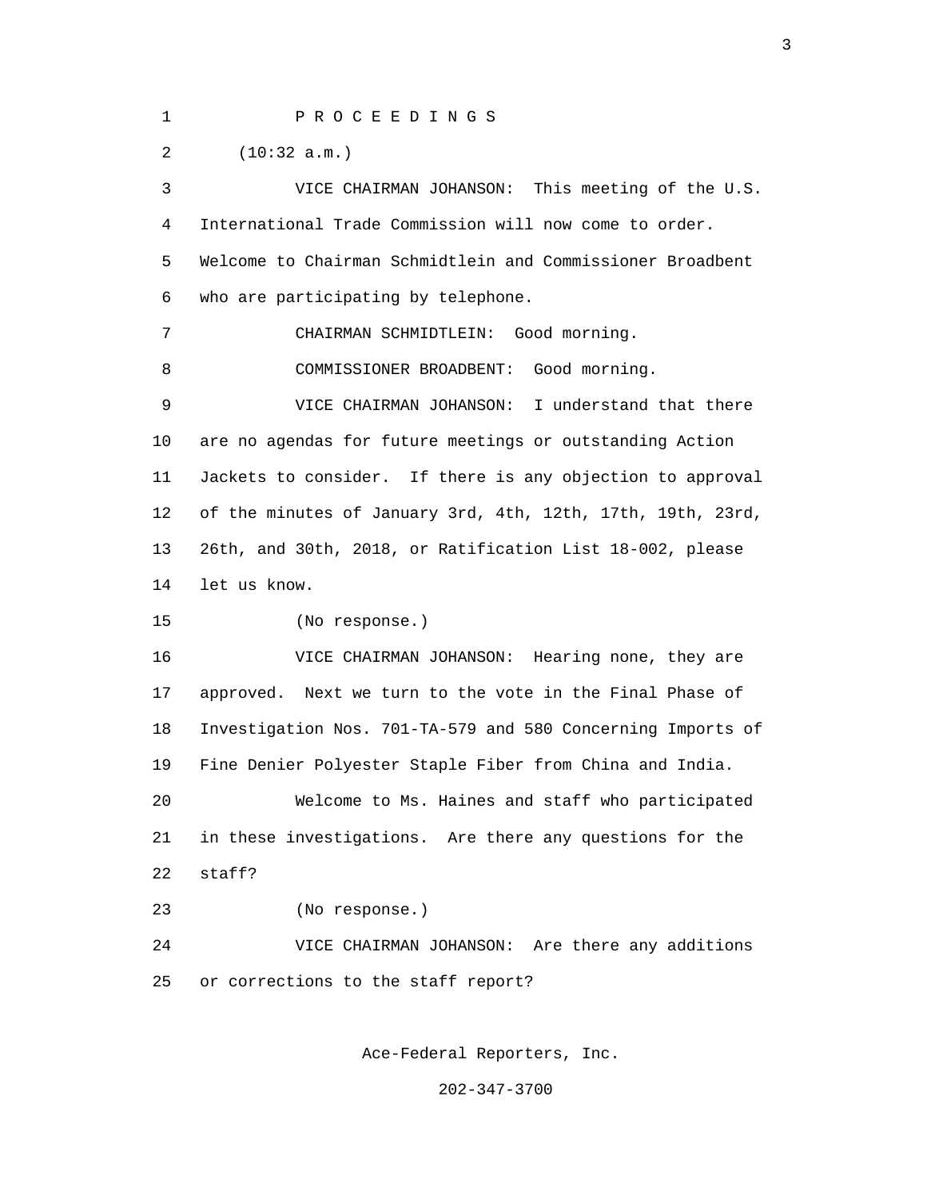P R O C E E D I N G S

(10:32 a.m.)

VICE CHAIRMAN JOHANSON: This meeting of the U.S. International Trade Commission will now come to order. Welcome to Chairman Schmidtlein and Commissioner Broadbent who are participating by telephone.

CHAIRMAN SCHMIDTLEIN: Good morning.

COMMISSIONER BROADBENT: Good morning.

VICE CHAIRMAN JOHANSON: I understand that there are no agendas for future meetings or outstanding Action Jackets to consider. If there is any objection to approval of the minutes of January 3rd, 4th, 12th, 17th, 19th, 23rd, 26th, and 30th, 2018, or Ratification List 18-002, please let us know.

(No response.)

VICE CHAIRMAN JOHANSON: Hearing none, they are approved. Next we turn to the vote in the Final Phase of Investigation Nos. 701-TA-579 and 580 Concerning Imports of Fine Denier Polyester Staple Fiber from China and India.

Welcome to Ms. Haines and staff who participated in these investigations. Are there any questions for the staff?

(No response.)

VICE CHAIRMAN JOHANSON: Are there any additions or corrections to the staff report?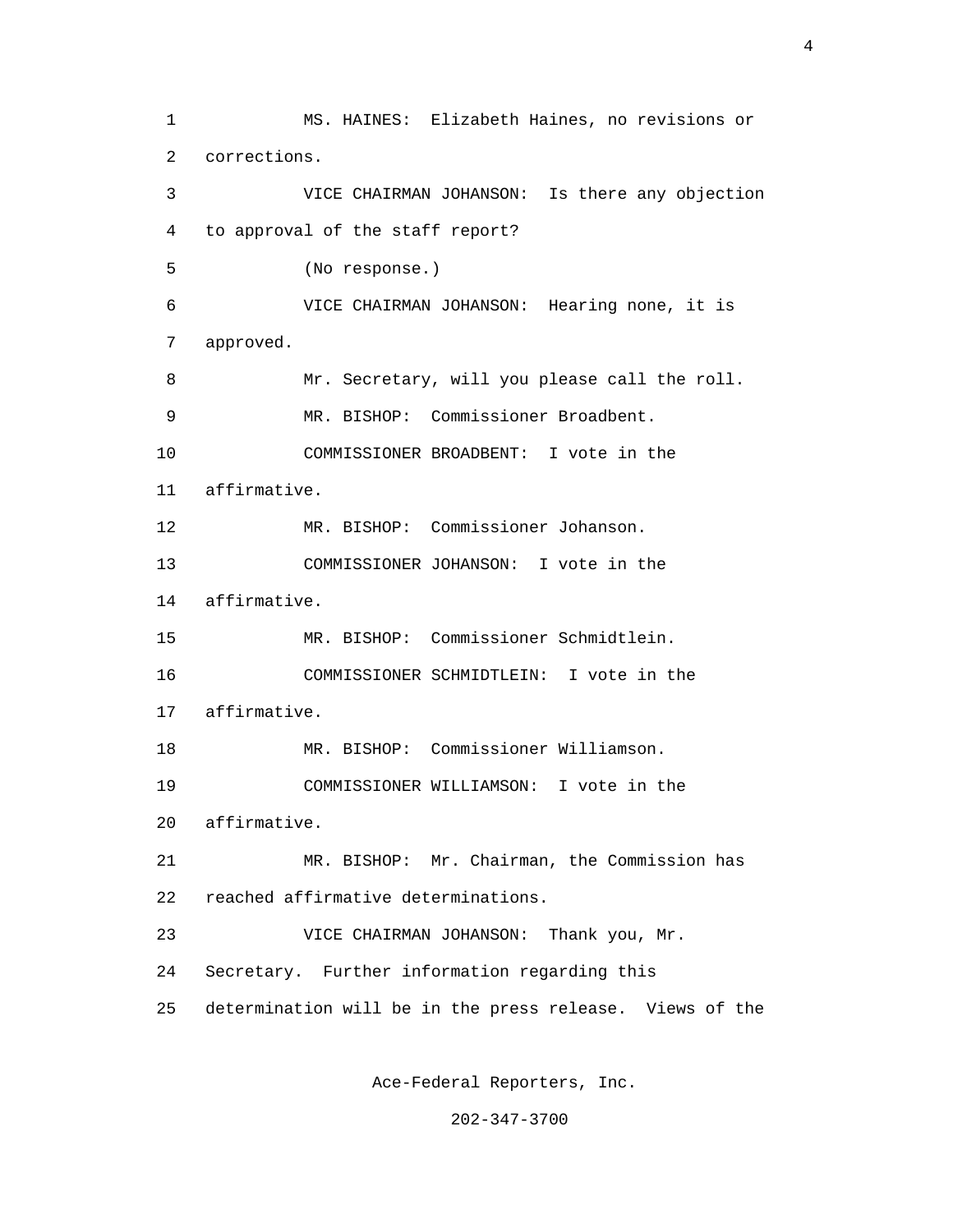MS. HAINES: Elizabeth Haines, no revisions or corrections.

VICE CHAIRMAN JOHANSON: Is there any objection to approval of the staff report?

(No response.)

VICE CHAIRMAN JOHANSON: Hearing none, it is approved.

Mr. Secretary, will you please call the roll.

MR. BISHOP: Commissioner Broadbent.

COMMISSIONER BROADBENT: I vote in the affirmative.

MR. BISHOP: Commissioner Johanson.

COMMISSIONER JOHANSON: I vote in the affirmative.

MR. BISHOP: Commissioner Schmidtlein.

COMMISSIONER SCHMIDTLEIN: I vote in the affirmative.

MR. BISHOP: Commissioner Williamson.

COMMISSIONER WILLIAMSON: I vote in the affirmative.

MR. BISHOP: Mr. Chairman, the Commission has reached affirmative determinations.

VICE CHAIRMAN JOHANSON: Thank you, Mr. Secretary. Further information regarding this determination will be in the press release. Views of the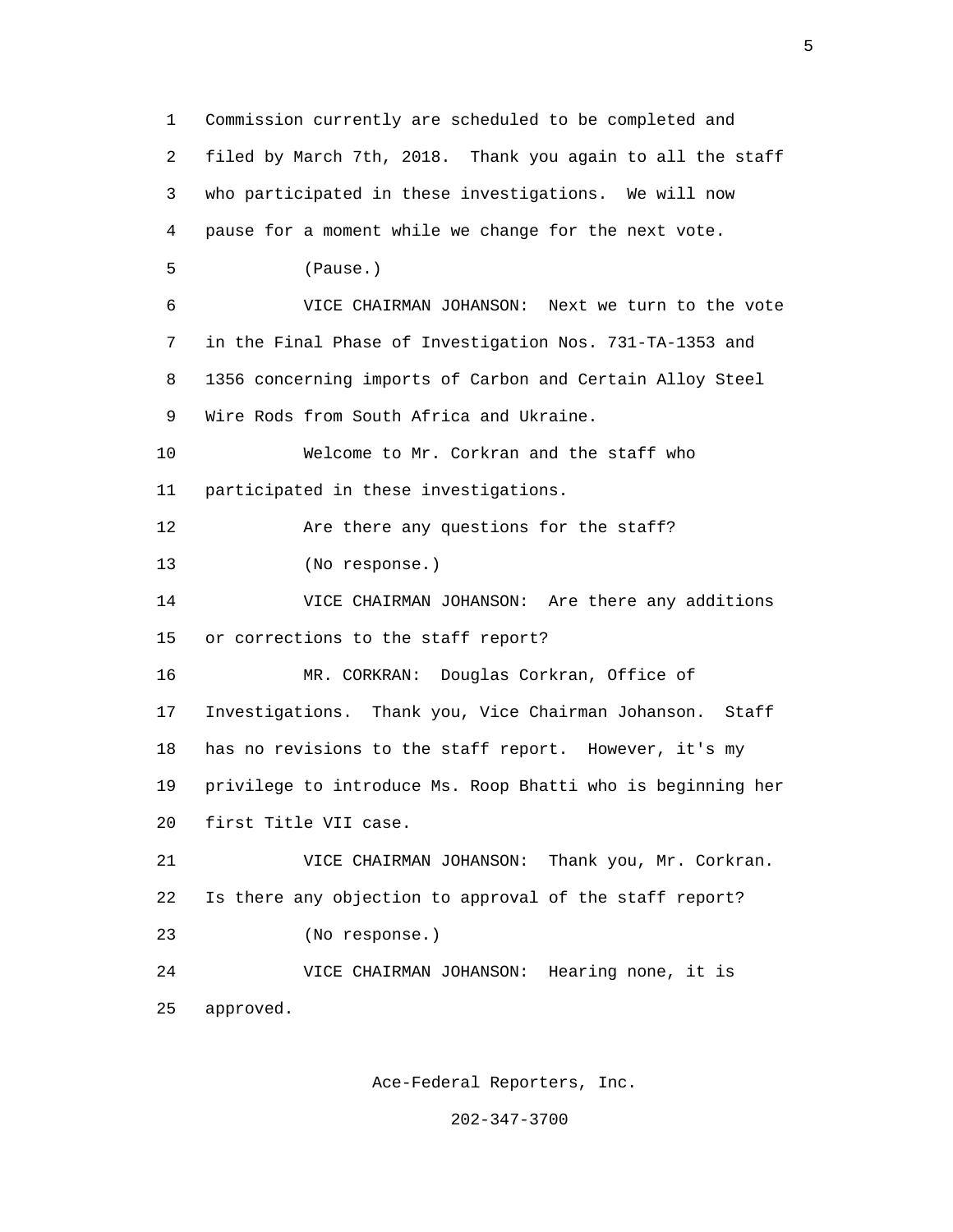Commission currently are scheduled to be completed and filed by March 7th, 2018. Thank you again to all the staff who participated in these investigations. We will now pause for a moment while we change for the next vote.

(Pause.)

VICE CHAIRMAN JOHANSON: Next we turn to the vote in the Final Phase of Investigation Nos. 731-TA-1353 and 1356 concerning imports of Carbon and Certain Alloy Steel Wire Rods from South Africa and Ukraine.

Welcome to Mr. Corkran and the staff who participated in these investigations.

Are there any questions for the staff?

(No response.)

VICE CHAIRMAN JOHANSON: Are there any additions or corrections to the staff report?

MR. CORKRAN: Douglas Corkran, Office of Investigations. Thank you, Vice Chairman Johanson. Staff has no revisions to the staff report. However, it's my privilege to introduce Ms. Roop Bhatti who is beginning her first Title VII case.

VICE CHAIRMAN JOHANSON: Thank you, Mr. Corkran. Is there any objection to approval of the staff report?

(No response.)

VICE CHAIRMAN JOHANSON: Hearing none, it is approved.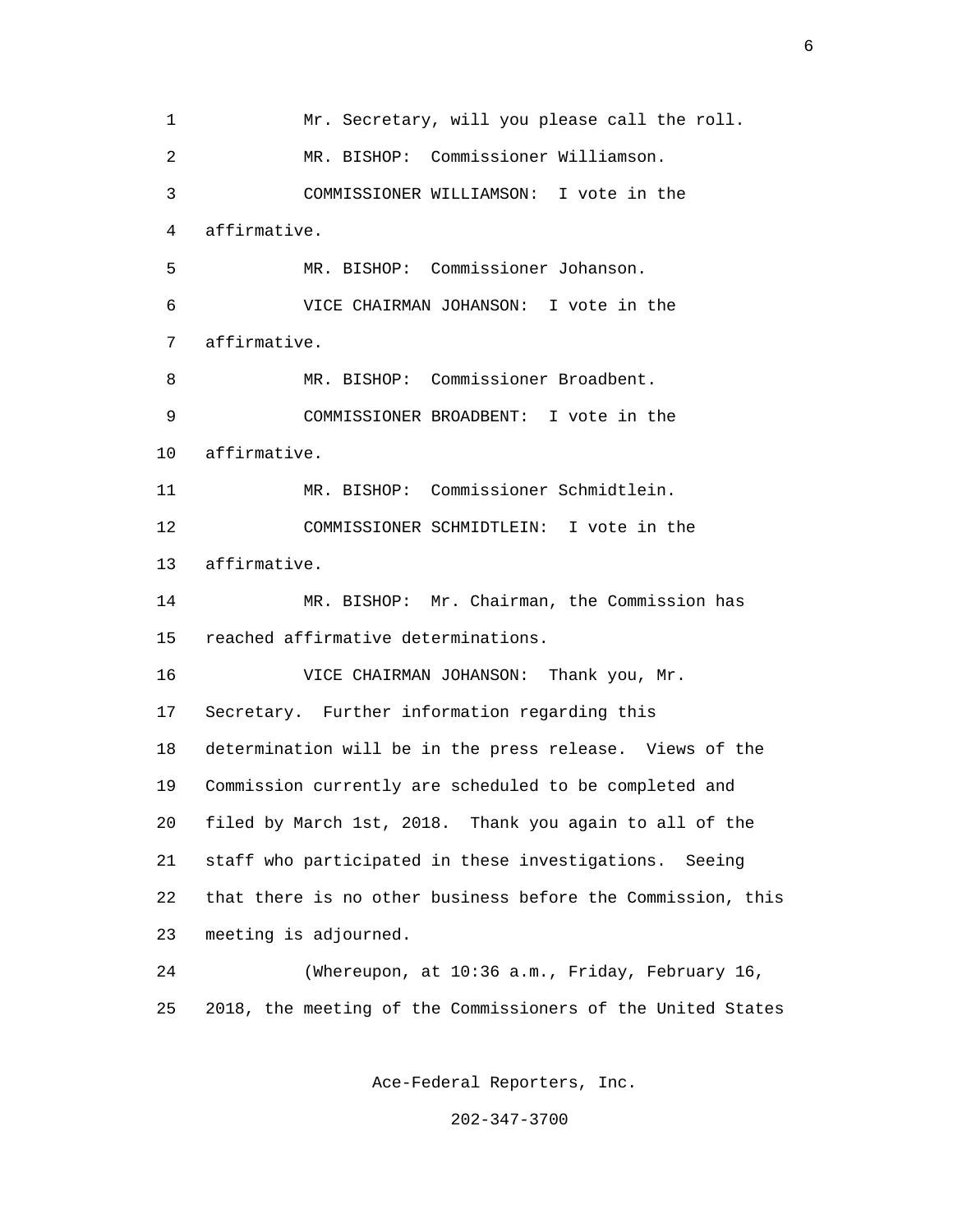Mr. Secretary, will you please call the roll.

MR. BISHOP: Commissioner Williamson.

COMMISSIONER WILLIAMSON: I vote in the affirmative.

MR. BISHOP: Commissioner Johanson.

VICE CHAIRMAN JOHANSON: I vote in the affirmative.

MR. BISHOP: Commissioner Broadbent.

COMMISSIONER BROADBENT: I vote in the affirmative.

MR. BISHOP: Commissioner Schmidtlein.

COMMISSIONER SCHMIDTLEIN: I vote in the affirmative.

MR. BISHOP: Mr. Chairman, the Commission has reached affirmative determinations.

VICE CHAIRMAN JOHANSON: Thank you, Mr. Secretary. Further information regarding this determination will be in the press release. Views of the Commission currently are scheduled to be completed and filed by March 1st, 2018. Thank you again to all of the staff who participated in these investigations. Seeing that there is no other business before the Commission, this meeting is adjourned.

(Whereupon, at 10:36 a.m., Friday, February 16, 2018, the meeting of the Commissioners of the United States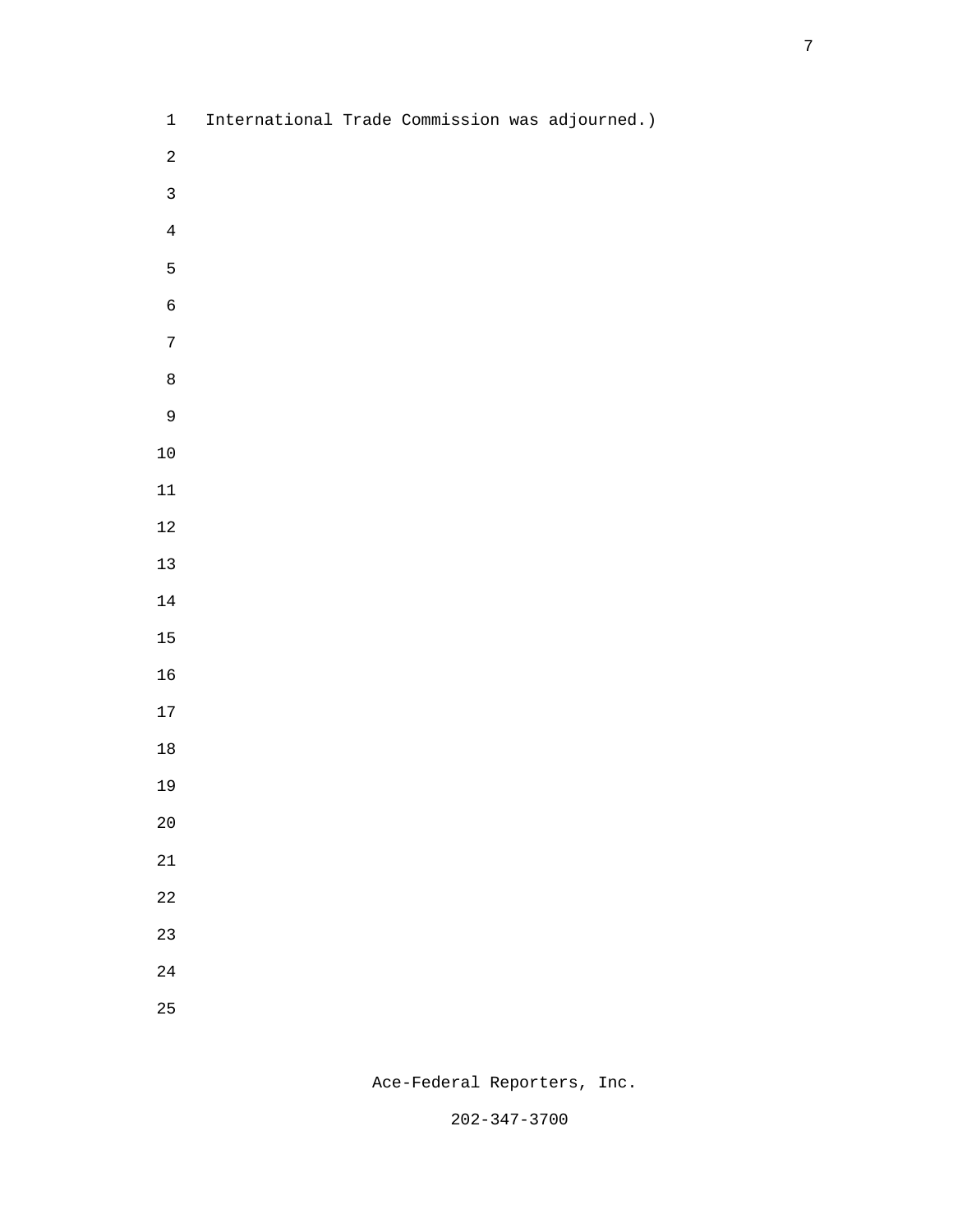International Trade Commission was adjourned.)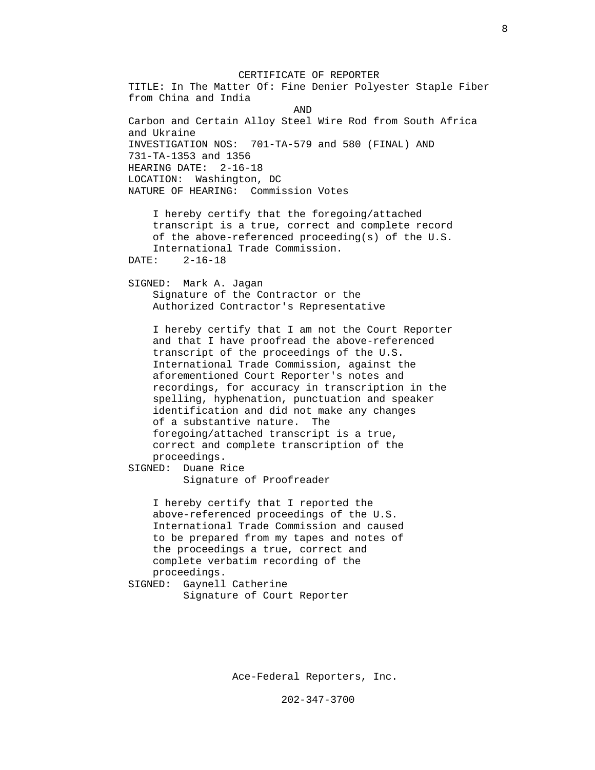CERTIFICATE OF REPORTER

TITLE: In The Matter Of: Fine Denier Polyester Staple Fiber from China and India

AND

Carbon and Certain Alloy Steel Wire Rod from South Africa and Ukraine

INVESTIGATION NOS: 701-TA-579 and 580 (FINAL) AND 731-TA-1353 and 1356

HEARING DATE: 2-16-18

LOCATION: Washington, DC

NATURE OF HEARING: Commission Votes

I hereby certify that the foregoing/attached transcript is a true, correct and complete record of the above-referenced proceeding(s) of the U.S. International Trade Commission.

DATE: 2-16-18

SIGNED: Mark A. Jagan
Signature of the Contractor or the Authorized Contractor's Representative

I hereby certify that I am not the Court Reporter and that I have proofread the above-referenced transcript of the proceedings of the U.S. International Trade Commission, against the aforementioned Court Reporter's notes and recordings, for accuracy in transcription in the spelling, hyphenation, punctuation and speaker identification and did not make any changes of a substantive nature. The foregoing/attached transcript is a true, correct and complete transcription of the proceedings.

SIGNED: Duane Rice
Signature of Proofreader

I hereby certify that I reported the above-referenced proceedings of the U.S. International Trade Commission and caused to be prepared from my tapes and notes of the proceedings a true, correct and complete verbatim recording of the proceedings.

SIGNED: Gaynell Catherine
Signature of Court Reporter